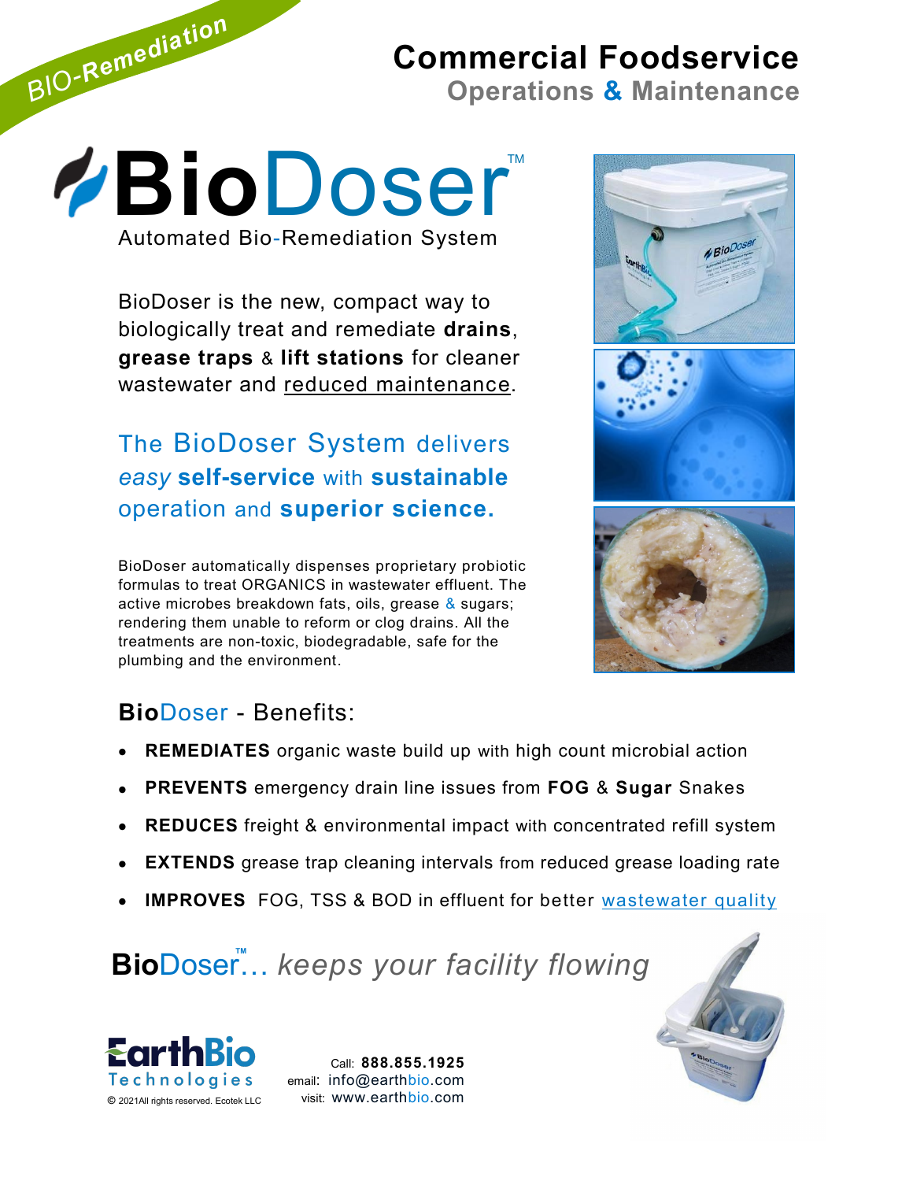BIO-Remediation

# Commercial Foodservice

## Operations & Maintenance

# BioDoser™

Automated Bio-Remediation System

BioDoser is the new, compact way to biologically treat and remediate **drains**, **grease traps** & **lift stations** for cleaner wastewater and reduced maintenance.

### The BioDoser System delivers *easy* **self-service** with **sustainable** operation and **superior science.**

BioDoser automatically dispenses proprietary probiotic formulas to treat ORGANICS in wastewater effluent. The active microbes breakdown fats, oils, grease & sugars; rendering them unable to reform or clog drains. All the treatments are non-toxic, biodegradable, safe for the plumbing and the environment.

## **Bio**Doser - Benefits:

- **REMEDIATES** organic waste build up with high count microbial action
- **PREVENTS** emergency drain line issues from **FOG** & **Sugar** Snakes
- **REDUCES** freight & environmental impact with concentrated refill system
- **EXTENDS** grease trap cleaning intervals from reduced grease loading rate
- **IMPROVES** FOG, TSS & BOD in effluent for better wastewater quality

**Bio**Doser™… *keeps your facility flowing*

EarthBio Technologies

© 2021All rights reserved. Ecotek LLC

Call: **888.855.1925**
email: info@earthbio.com
visit: www.earthbio.com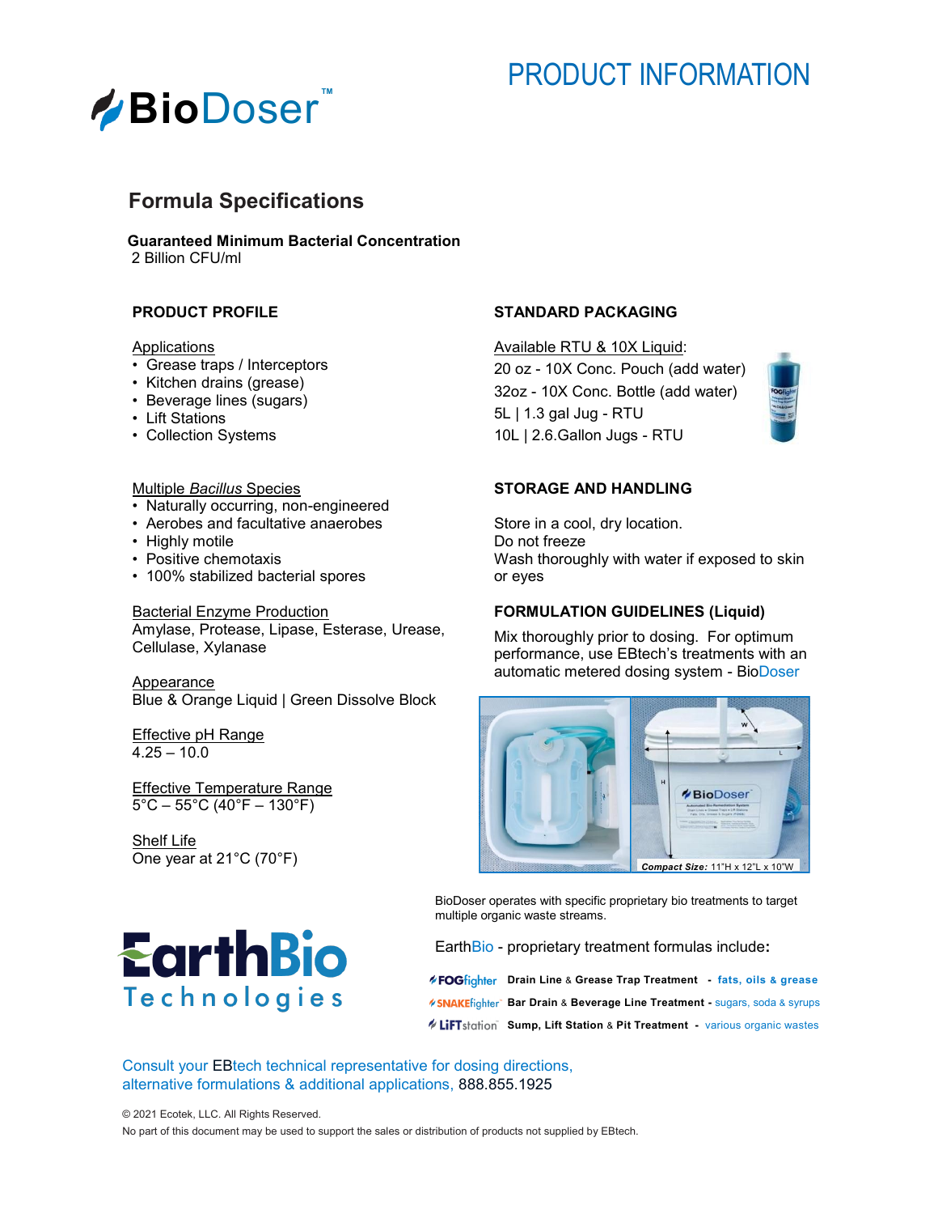# PRODUCT INFORMATION

BioDoser™

## Formula Specifications

**Guaranteed Minimum Bacterial Concentration**
2 Billion CFU/ml

### PRODUCT PROFILE

Applications
- Grease traps / Interceptors
- Kitchen drains (grease)
- Beverage lines (sugars)
- Lift Stations
- Collection Systems

Multiple *Bacillus* Species
- Naturally occurring, non-engineered
- Aerobes and facultative anaerobes
- Highly motile
- Positive chemotaxis
- 100% stabilized bacterial spores

Bacterial Enzyme Production
Amylase, Protease, Lipase, Esterase, Urease, Cellulase, Xylanase

Appearance
Blue & Orange Liquid | Green Dissolve Block

Effective pH Range
4.25 – 10.0

Effective Temperature Range
5°C – 55°C (40°F – 130°F)

Shelf Life
One year at 21°C (70°F)

### STANDARD PACKAGING

Available RTU & 10X Liquid:
20 oz - 10X Conc. Pouch (add water)
32oz - 10X Conc. Bottle (add water)
5L | 1.3 gal Jug - RTU
10L | 2.6.Gallon Jugs - RTU

### STORAGE AND HANDLING

Store in a cool, dry location.
Do not freeze
Wash thoroughly with water if exposed to skin or eyes

### FORMULATION GUIDELINES (Liquid)

Mix thoroughly prior to dosing. For optimum performance, use EBtech's treatments with an automatic metered dosing system - BioDoser

*Compact Size:* 11"H x 12"L x 10"W

BioDoser operates with specific proprietary bio treatments to target multiple organic waste streams.

EarthBio Technologies

EarthBio - proprietary treatment formulas include**:**

- **FOGfighter** Drain Line & Grease Trap Treatment - fats, oils & grease
- **SNAKEfighter** Bar Drain & Beverage Line Treatment - sugars, soda & syrups
- **LiFTstation** Sump, Lift Station & Pit Treatment - various organic wastes

Consult your EBtech technical representative for dosing directions, alternative formulations & additional applications, 888.855.1925

© 2021 Ecotek, LLC. All Rights Reserved.
No part of this document may be used to support the sales or distribution of products not supplied by EBtech.